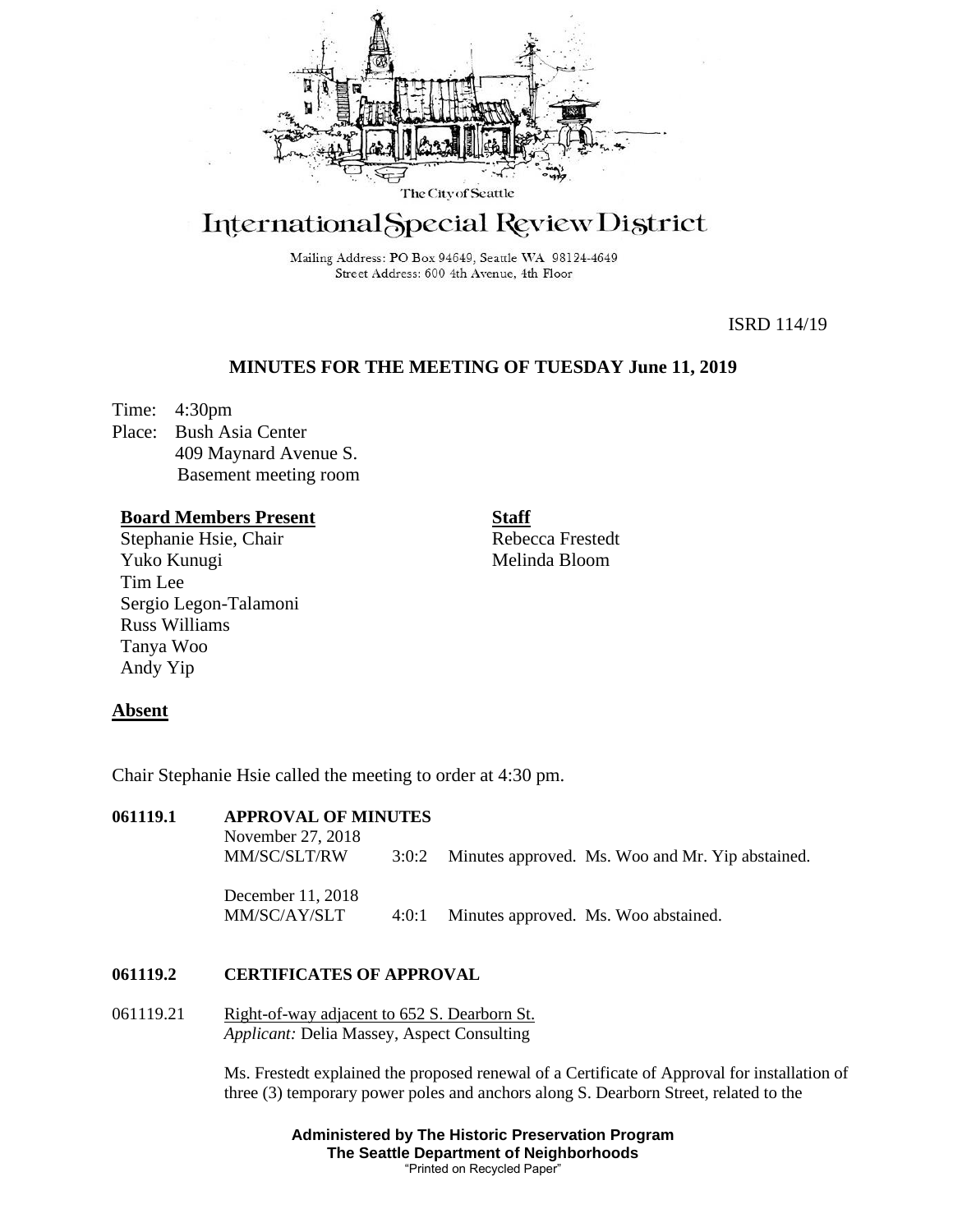The City of Seattle

# International Special Review District

Mailing Address: PO Box 94649, Seattle WA 98124-4649
Street Address: 600 4th Avenue, 4th Floor

ISRD 114/19

## MINUTES FOR THE MEETING OF TUESDAY June 11, 2019

Time: 4:30pm
Place: Bush Asia Center
409 Maynard Avenue S.
Basement meeting room

**Board Members Present**
Stephanie Hsie, Chair
Yuko Kunugi
Tim Lee
Sergio Legon-Talamoni
Russ Williams
Tanya Woo
Andy Yip

**Staff**
Rebecca Frestedt
Melinda Bloom

**Absent**

Chair Stephanie Hsie called the meeting to order at 4:30 pm.

**061119.1 APPROVAL OF MINUTES**

November 27, 2018
MM/SC/SLT/RW 3:0:2 Minutes approved. Ms. Woo and Mr. Yip abstained.

December 11, 2018
MM/SC/AY/SLT 4:0:1 Minutes approved. Ms. Woo abstained.

**061119.2 CERTIFICATES OF APPROVAL**

061119.21 Right-of-way adjacent to 652 S. Dearborn St.
*Applicant:* Delia Massey, Aspect Consulting

Ms. Frestedt explained the proposed renewal of a Certificate of Approval for installation of three (3) temporary power poles and anchors along S. Dearborn Street, related to the

**Administered by The Historic Preservation Program**
**The Seattle Department of Neighborhoods**
"Printed on Recycled Paper"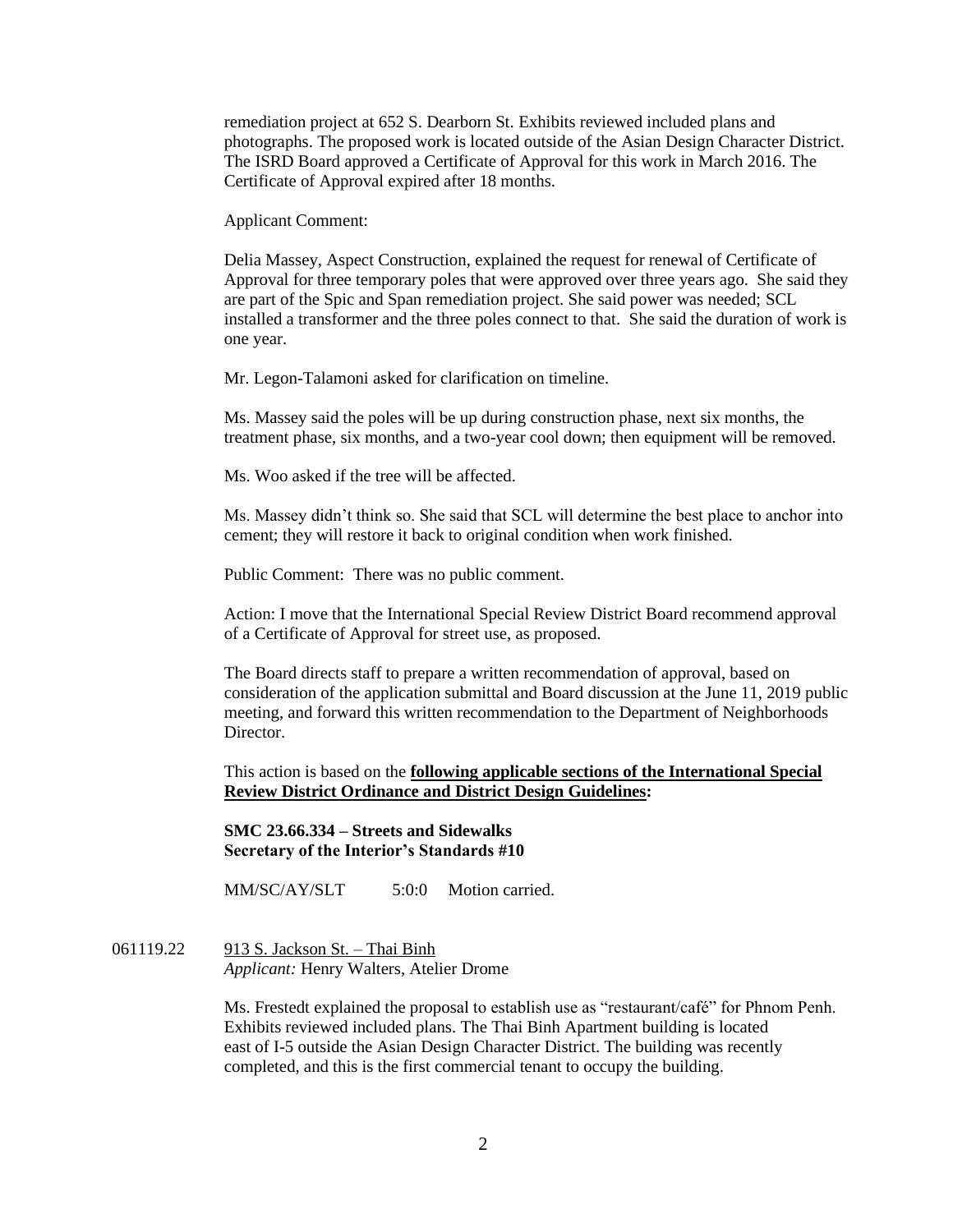remediation project at 652 S. Dearborn St. Exhibits reviewed included plans and photographs. The proposed work is located outside of the Asian Design Character District. The ISRD Board approved a Certificate of Approval for this work in March 2016. The Certificate of Approval expired after 18 months.

Applicant Comment:

Delia Massey, Aspect Construction, explained the request for renewal of Certificate of Approval for three temporary poles that were approved over three years ago. She said they are part of the Spic and Span remediation project. She said power was needed; SCL installed a transformer and the three poles connect to that. She said the duration of work is one year.

Mr. Legon-Talamoni asked for clarification on timeline.

Ms. Massey said the poles will be up during construction phase, next six months, the treatment phase, six months, and a two-year cool down; then equipment will be removed.

Ms. Woo asked if the tree will be affected.

Ms. Massey didn't think so. She said that SCL will determine the best place to anchor into cement; they will restore it back to original condition when work finished.

Public Comment: There was no public comment.

Action: I move that the International Special Review District Board recommend approval of a Certificate of Approval for street use, as proposed.

The Board directs staff to prepare a written recommendation of approval, based on consideration of the application submittal and Board discussion at the June 11, 2019 public meeting, and forward this written recommendation to the Department of Neighborhoods Director.

This action is based on the **following applicable sections of the International Special Review District Ordinance and District Design Guidelines:**

**SMC 23.66.334 – Streets and Sidewalks**
**Secretary of the Interior's Standards #10**

MM/SC/AY/SLT 5:0:0 Motion carried.

061119.22 913 S. Jackson St. – Thai Binh
*Applicant:* Henry Walters, Atelier Drome

Ms. Frestedt explained the proposal to establish use as "restaurant/café" for Phnom Penh. Exhibits reviewed included plans. The Thai Binh Apartment building is located east of I-5 outside the Asian Design Character District. The building was recently completed, and this is the first commercial tenant to occupy the building.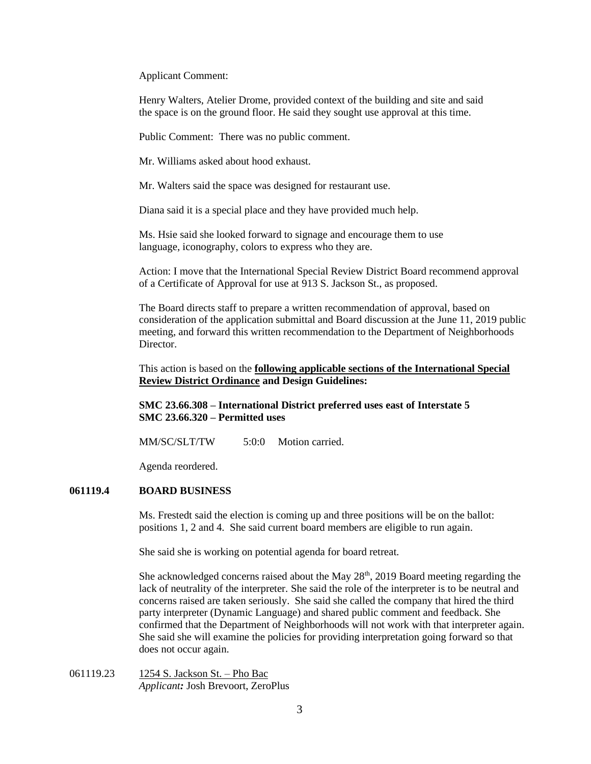Applicant Comment:

Henry Walters, Atelier Drome, provided context of the building and site and said the space is on the ground floor. He said they sought use approval at this time.

Public Comment: There was no public comment.

Mr. Williams asked about hood exhaust.

Mr. Walters said the space was designed for restaurant use.

Diana said it is a special place and they have provided much help.

Ms. Hsie said she looked forward to signage and encourage them to use language, iconography, colors to express who they are.

Action: I move that the International Special Review District Board recommend approval of a Certificate of Approval for use at 913 S. Jackson St., as proposed.

The Board directs staff to prepare a written recommendation of approval, based on consideration of the application submittal and Board discussion at the June 11, 2019 public meeting, and forward this written recommendation to the Department of Neighborhoods Director.

This action is based on the **following applicable sections of the International Special Review District Ordinance and Design Guidelines:**

**SMC 23.66.308 – International District preferred uses east of Interstate 5**
**SMC 23.66.320 – Permitted uses**

MM/SC/SLT/TW 5:0:0 Motion carried.

Agenda reordered.

## 061119.4 BOARD BUSINESS

Ms. Frestedt said the election is coming up and three positions will be on the ballot: positions 1, 2 and 4. She said current board members are eligible to run again.

She said she is working on potential agenda for board retreat.

She acknowledged concerns raised about the May 28th, 2019 Board meeting regarding the lack of neutrality of the interpreter. She said the role of the interpreter is to be neutral and concerns raised are taken seriously. She said she called the company that hired the third party interpreter (Dynamic Language) and shared public comment and feedback. She confirmed that the Department of Neighborhoods will not work with that interpreter again. She said she will examine the policies for providing interpretation going forward so that does not occur again.

061119.23 1254 S. Jackson St. – Pho Bac
*Applicant:* Josh Brevoort, ZeroPlus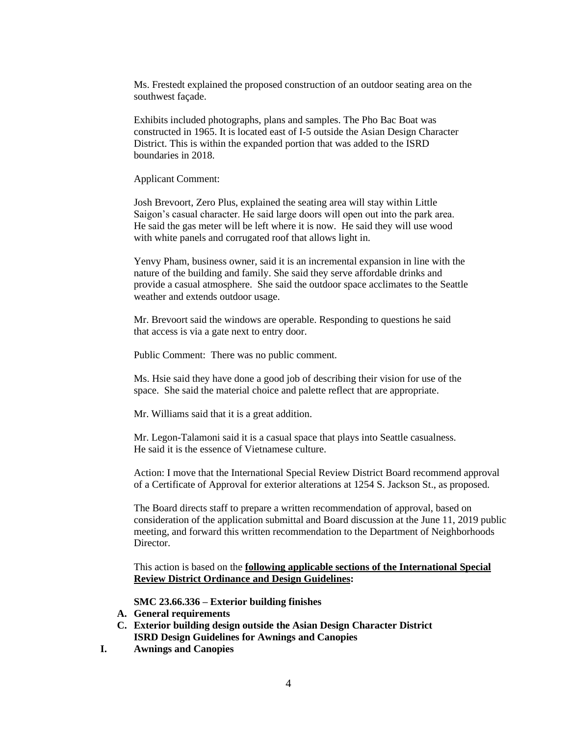Ms. Frestedt explained the proposed construction of an outdoor seating area on the southwest façade.

Exhibits included photographs, plans and samples. The Pho Bac Boat was constructed in 1965. It is located east of I-5 outside the Asian Design Character District. This is within the expanded portion that was added to the ISRD boundaries in 2018.

Applicant Comment:

Josh Brevoort, Zero Plus, explained the seating area will stay within Little Saigon's casual character. He said large doors will open out into the park area. He said the gas meter will be left where it is now. He said they will use wood with white panels and corrugated roof that allows light in.

Yenvy Pham, business owner, said it is an incremental expansion in line with the nature of the building and family. She said they serve affordable drinks and provide a casual atmosphere. She said the outdoor space acclimates to the Seattle weather and extends outdoor usage.

Mr. Brevoort said the windows are operable. Responding to questions he said that access is via a gate next to entry door.

Public Comment: There was no public comment.

Ms. Hsie said they have done a good job of describing their vision for use of the space. She said the material choice and palette reflect that are appropriate.

Mr. Williams said that it is a great addition.

Mr. Legon-Talamoni said it is a casual space that plays into Seattle casualness. He said it is the essence of Vietnamese culture.

Action: I move that the International Special Review District Board recommend approval of a Certificate of Approval for exterior alterations at 1254 S. Jackson St., as proposed.

The Board directs staff to prepare a written recommendation of approval, based on consideration of the application submittal and Board discussion at the June 11, 2019 public meeting, and forward this written recommendation to the Department of Neighborhoods Director.

This action is based on the **following applicable sections of the International Special Review District Ordinance and Design Guidelines:**

**SMC 23.66.336 – Exterior building finishes**

**A. General requirements**

**C. Exterior building design outside the Asian Design Character District**

**ISRD Design Guidelines for Awnings and Canopies**

**I. Awnings and Canopies**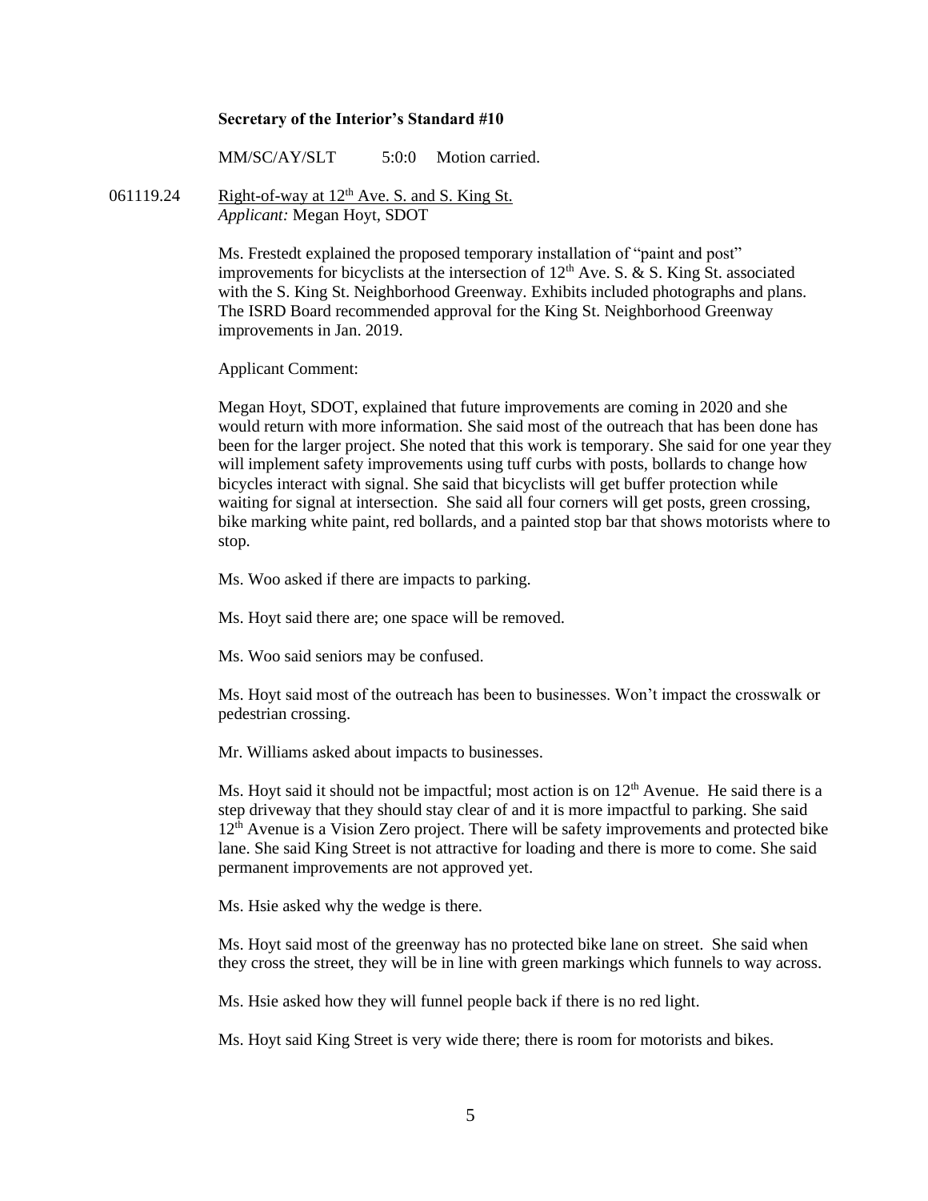**Secretary of the Interior's Standard #10**

MM/SC/AY/SLT 5:0:0 Motion carried.

061119.24 Right-of-way at 12th Ave. S. and S. King St.
*Applicant:* Megan Hoyt, SDOT

Ms. Frestedt explained the proposed temporary installation of "paint and post" improvements for bicyclists at the intersection of 12th Ave. S. & S. King St. associated with the S. King St. Neighborhood Greenway. Exhibits included photographs and plans. The ISRD Board recommended approval for the King St. Neighborhood Greenway improvements in Jan. 2019.

Applicant Comment:

Megan Hoyt, SDOT, explained that future improvements are coming in 2020 and she would return with more information. She said most of the outreach that has been done has been for the larger project. She noted that this work is temporary. She said for one year they will implement safety improvements using tuff curbs with posts, bollards to change how bicycles interact with signal. She said that bicyclists will get buffer protection while waiting for signal at intersection. She said all four corners will get posts, green crossing, bike marking white paint, red bollards, and a painted stop bar that shows motorists where to stop.

Ms. Woo asked if there are impacts to parking.

Ms. Hoyt said there are; one space will be removed.

Ms. Woo said seniors may be confused.

Ms. Hoyt said most of the outreach has been to businesses. Won't impact the crosswalk or pedestrian crossing.

Mr. Williams asked about impacts to businesses.

Ms. Hoyt said it should not be impactful; most action is on 12th Avenue. He said there is a step driveway that they should stay clear of and it is more impactful to parking. She said 12th Avenue is a Vision Zero project. There will be safety improvements and protected bike lane. She said King Street is not attractive for loading and there is more to come. She said permanent improvements are not approved yet.

Ms. Hsie asked why the wedge is there.

Ms. Hoyt said most of the greenway has no protected bike lane on street. She said when they cross the street, they will be in line with green markings which funnels to way across.

Ms. Hsie asked how they will funnel people back if there is no red light.

Ms. Hoyt said King Street is very wide there; there is room for motorists and bikes.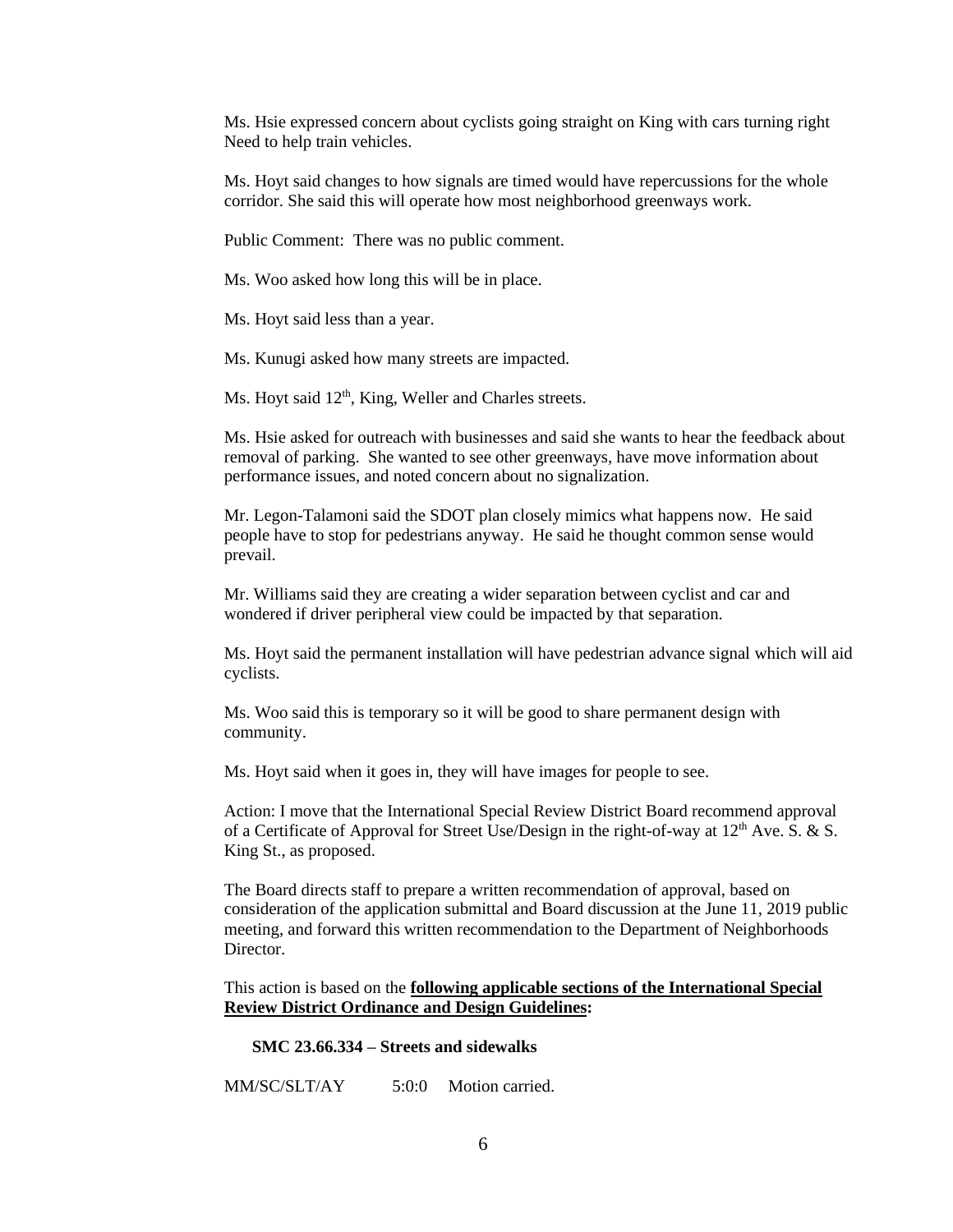Ms. Hsie expressed concern about cyclists going straight on King with cars turning right Need to help train vehicles.

Ms. Hoyt said changes to how signals are timed would have repercussions for the whole corridor. She said this will operate how most neighborhood greenways work.

Public Comment: There was no public comment.

Ms. Woo asked how long this will be in place.

Ms. Hoyt said less than a year.

Ms. Kunugi asked how many streets are impacted.

Ms. Hoyt said 12th, King, Weller and Charles streets.

Ms. Hsie asked for outreach with businesses and said she wants to hear the feedback about removal of parking. She wanted to see other greenways, have move information about performance issues, and noted concern about no signalization.

Mr. Legon-Talamoni said the SDOT plan closely mimics what happens now. He said people have to stop for pedestrians anyway. He said he thought common sense would prevail.

Mr. Williams said they are creating a wider separation between cyclist and car and wondered if driver peripheral view could be impacted by that separation.

Ms. Hoyt said the permanent installation will have pedestrian advance signal which will aid cyclists.

Ms. Woo said this is temporary so it will be good to share permanent design with community.

Ms. Hoyt said when it goes in, they will have images for people to see.

Action: I move that the International Special Review District Board recommend approval of a Certificate of Approval for Street Use/Design in the right-of-way at 12th Ave. S. & S. King St., as proposed.

The Board directs staff to prepare a written recommendation of approval, based on consideration of the application submittal and Board discussion at the June 11, 2019 public meeting, and forward this written recommendation to the Department of Neighborhoods Director.

This action is based on the **following applicable sections of the International Special Review District Ordinance and Design Guidelines:**

**SMC 23.66.334 – Streets and sidewalks**

MM/SC/SLT/AY 5:0:0 Motion carried.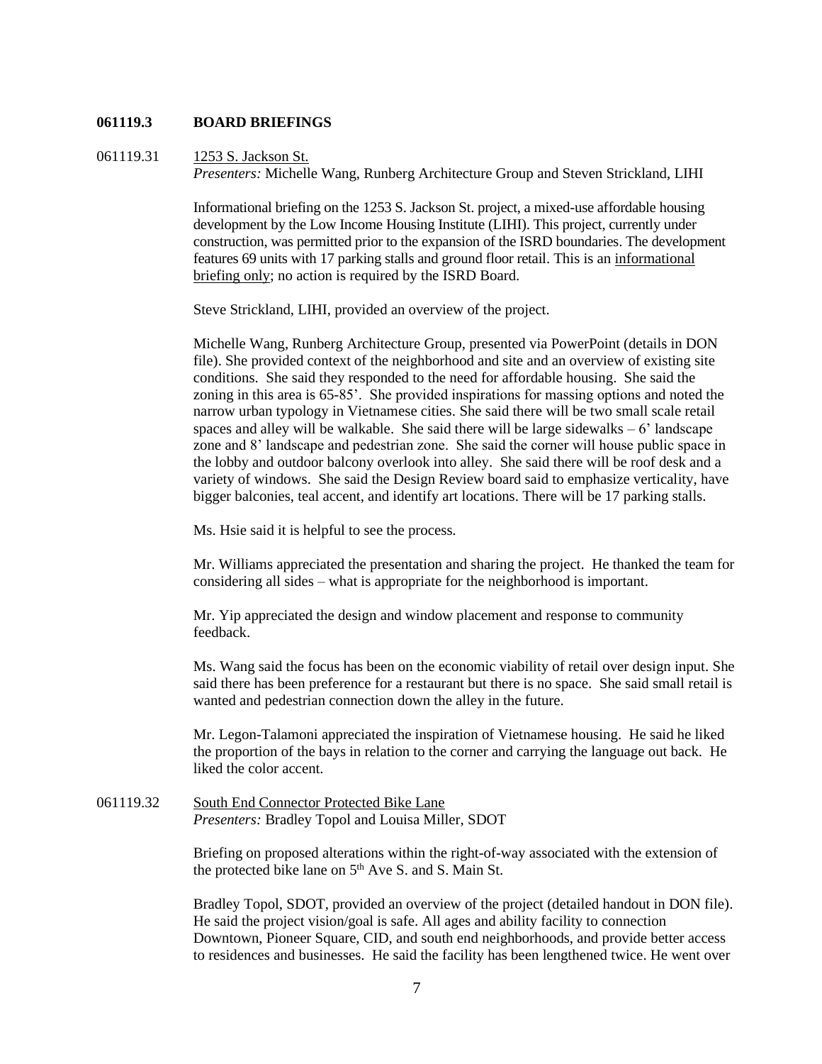**061119.3 BOARD BRIEFINGS**

061119.31 1253 S. Jackson St.

*Presenters:* Michelle Wang, Runberg Architecture Group and Steven Strickland, LIHI

Informational briefing on the 1253 S. Jackson St. project, a mixed-use affordable housing development by the Low Income Housing Institute (LIHI). This project, currently under construction, was permitted prior to the expansion of the ISRD boundaries. The development features 69 units with 17 parking stalls and ground floor retail. This is an informational briefing only; no action is required by the ISRD Board.

Steve Strickland, LIHI, provided an overview of the project.

Michelle Wang, Runberg Architecture Group, presented via PowerPoint (details in DON file). She provided context of the neighborhood and site and an overview of existing site conditions. She said they responded to the need for affordable housing. She said the zoning in this area is 65-85'. She provided inspirations for massing options and noted the narrow urban typology in Vietnamese cities. She said there will be two small scale retail spaces and alley will be walkable. She said there will be large sidewalks – 6' landscape zone and 8' landscape and pedestrian zone. She said the corner will house public space in the lobby and outdoor balcony overlook into alley. She said there will be roof desk and a variety of windows. She said the Design Review board said to emphasize verticality, have bigger balconies, teal accent, and identify art locations. There will be 17 parking stalls.

Ms. Hsie said it is helpful to see the process.

Mr. Williams appreciated the presentation and sharing the project. He thanked the team for considering all sides – what is appropriate for the neighborhood is important.

Mr. Yip appreciated the design and window placement and response to community feedback.

Ms. Wang said the focus has been on the economic viability of retail over design input. She said there has been preference for a restaurant but there is no space. She said small retail is wanted and pedestrian connection down the alley in the future.

Mr. Legon-Talamoni appreciated the inspiration of Vietnamese housing. He said he liked the proportion of the bays in relation to the corner and carrying the language out back. He liked the color accent.

061119.32 South End Connector Protected Bike Lane

*Presenters:* Bradley Topol and Louisa Miller, SDOT

Briefing on proposed alterations within the right-of-way associated with the extension of the protected bike lane on 5th Ave S. and S. Main St.

Bradley Topol, SDOT, provided an overview of the project (detailed handout in DON file). He said the project vision/goal is safe. All ages and ability facility to connection Downtown, Pioneer Square, CID, and south end neighborhoods, and provide better access to residences and businesses. He said the facility has been lengthened twice. He went over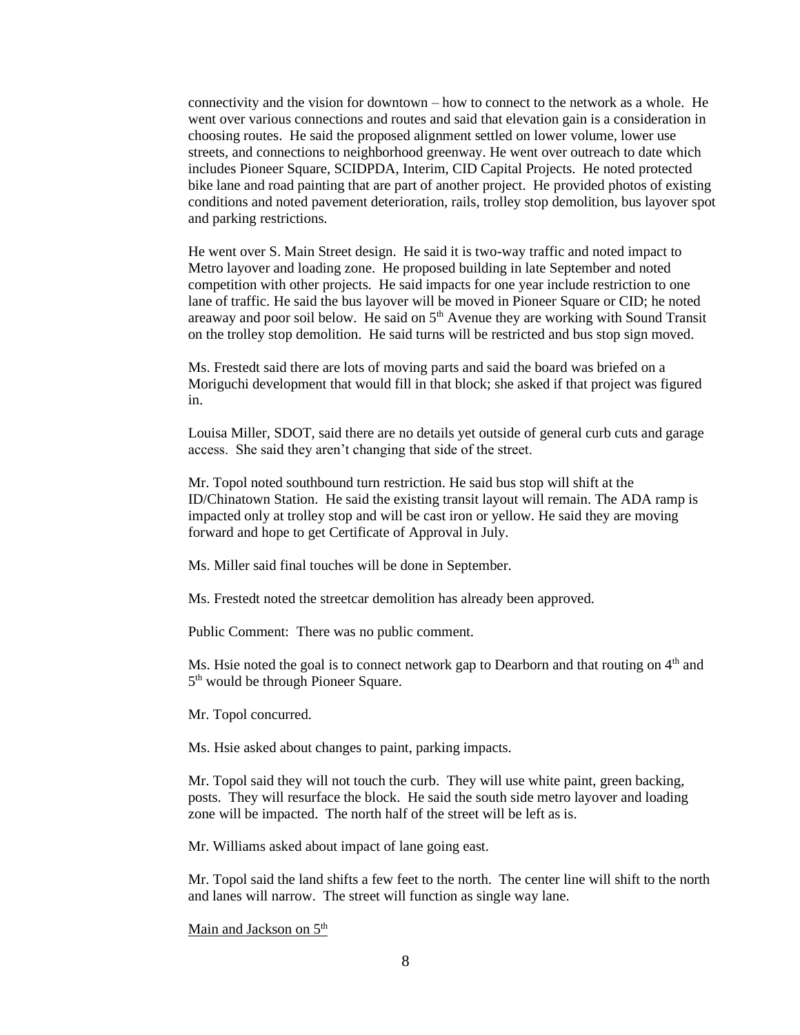connectivity and the vision for downtown – how to connect to the network as a whole. He went over various connections and routes and said that elevation gain is a consideration in choosing routes. He said the proposed alignment settled on lower volume, lower use streets, and connections to neighborhood greenway. He went over outreach to date which includes Pioneer Square, SCIDPDA, Interim, CID Capital Projects. He noted protected bike lane and road painting that are part of another project. He provided photos of existing conditions and noted pavement deterioration, rails, trolley stop demolition, bus layover spot and parking restrictions.

He went over S. Main Street design. He said it is two-way traffic and noted impact to Metro layover and loading zone. He proposed building in late September and noted competition with other projects. He said impacts for one year include restriction to one lane of traffic. He said the bus layover will be moved in Pioneer Square or CID; he noted areaway and poor soil below. He said on 5th Avenue they are working with Sound Transit on the trolley stop demolition. He said turns will be restricted and bus stop sign moved.

Ms. Frestedt said there are lots of moving parts and said the board was briefed on a Moriguchi development that would fill in that block; she asked if that project was figured in.

Louisa Miller, SDOT, said there are no details yet outside of general curb cuts and garage access. She said they aren't changing that side of the street.

Mr. Topol noted southbound turn restriction. He said bus stop will shift at the ID/Chinatown Station. He said the existing transit layout will remain. The ADA ramp is impacted only at trolley stop and will be cast iron or yellow. He said they are moving forward and hope to get Certificate of Approval in July.

Ms. Miller said final touches will be done in September.

Ms. Frestedt noted the streetcar demolition has already been approved.

Public Comment: There was no public comment.

Ms. Hsie noted the goal is to connect network gap to Dearborn and that routing on 4th and 5th would be through Pioneer Square.

Mr. Topol concurred.

Ms. Hsie asked about changes to paint, parking impacts.

Mr. Topol said they will not touch the curb. They will use white paint, green backing, posts. They will resurface the block. He said the south side metro layover and loading zone will be impacted. The north half of the street will be left as is.

Mr. Williams asked about impact of lane going east.

Mr. Topol said the land shifts a few feet to the north. The center line will shift to the north and lanes will narrow. The street will function as single way lane.

<u>Main and Jackson on 5th</u>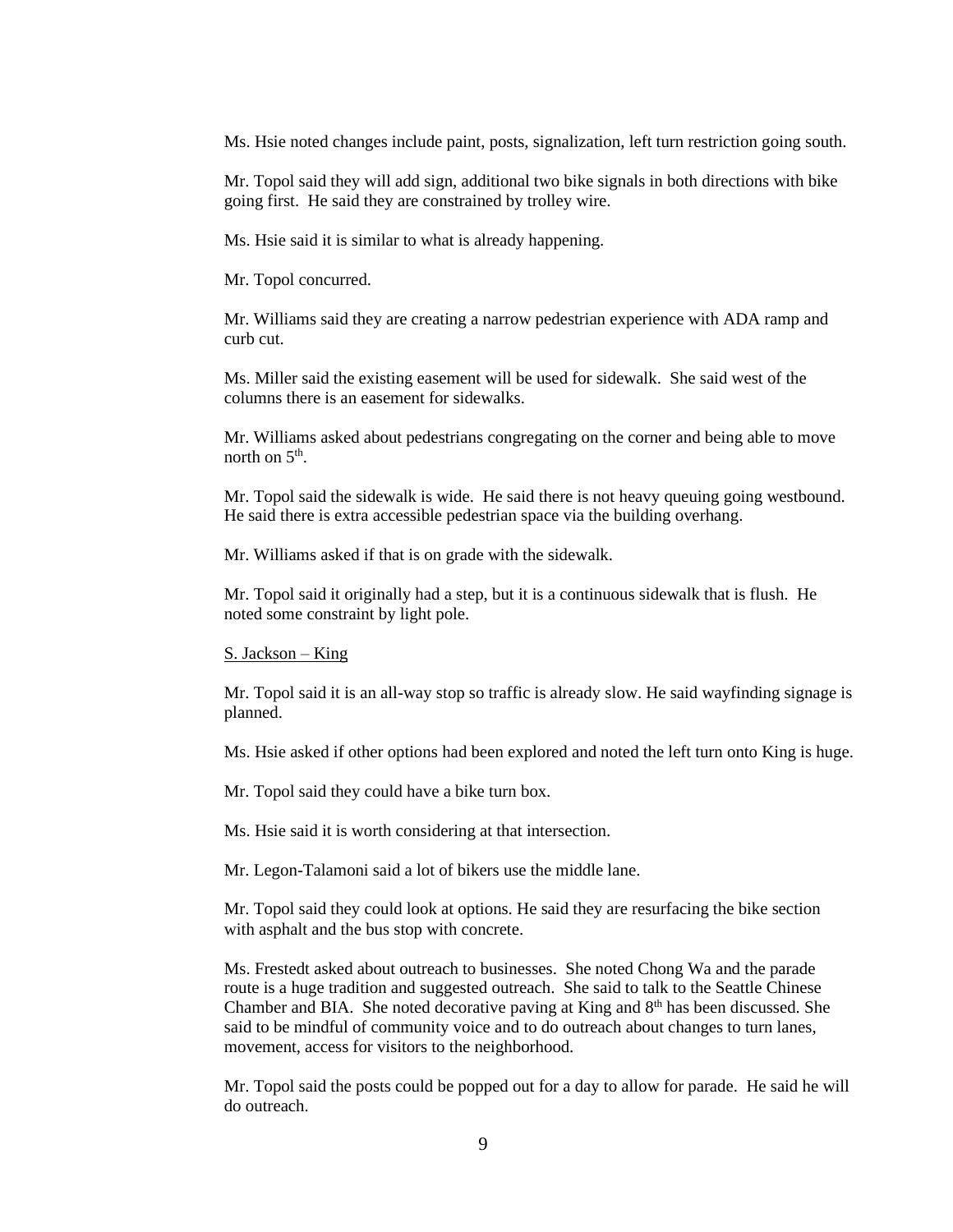Ms. Hsie noted changes include paint, posts, signalization, left turn restriction going south.

Mr. Topol said they will add sign, additional two bike signals in both directions with bike going first. He said they are constrained by trolley wire.

Ms. Hsie said it is similar to what is already happening.

Mr. Topol concurred.

Mr. Williams said they are creating a narrow pedestrian experience with ADA ramp and curb cut.

Ms. Miller said the existing easement will be used for sidewalk. She said west of the columns there is an easement for sidewalks.

Mr. Williams asked about pedestrians congregating on the corner and being able to move north on 5th.

Mr. Topol said the sidewalk is wide. He said there is not heavy queuing going westbound. He said there is extra accessible pedestrian space via the building overhang.

Mr. Williams asked if that is on grade with the sidewalk.

Mr. Topol said it originally had a step, but it is a continuous sidewalk that is flush. He noted some constraint by light pole.

S. Jackson – King

Mr. Topol said it is an all-way stop so traffic is already slow. He said wayfinding signage is planned.

Ms. Hsie asked if other options had been explored and noted the left turn onto King is huge.

Mr. Topol said they could have a bike turn box.

Ms. Hsie said it is worth considering at that intersection.

Mr. Legon-Talamoni said a lot of bikers use the middle lane.

Mr. Topol said they could look at options. He said they are resurfacing the bike section with asphalt and the bus stop with concrete.

Ms. Frestedt asked about outreach to businesses. She noted Chong Wa and the parade route is a huge tradition and suggested outreach. She said to talk to the Seattle Chinese Chamber and BIA. She noted decorative paving at King and 8th has been discussed. She said to be mindful of community voice and to do outreach about changes to turn lanes, movement, access for visitors to the neighborhood.

Mr. Topol said the posts could be popped out for a day to allow for parade. He said he will do outreach.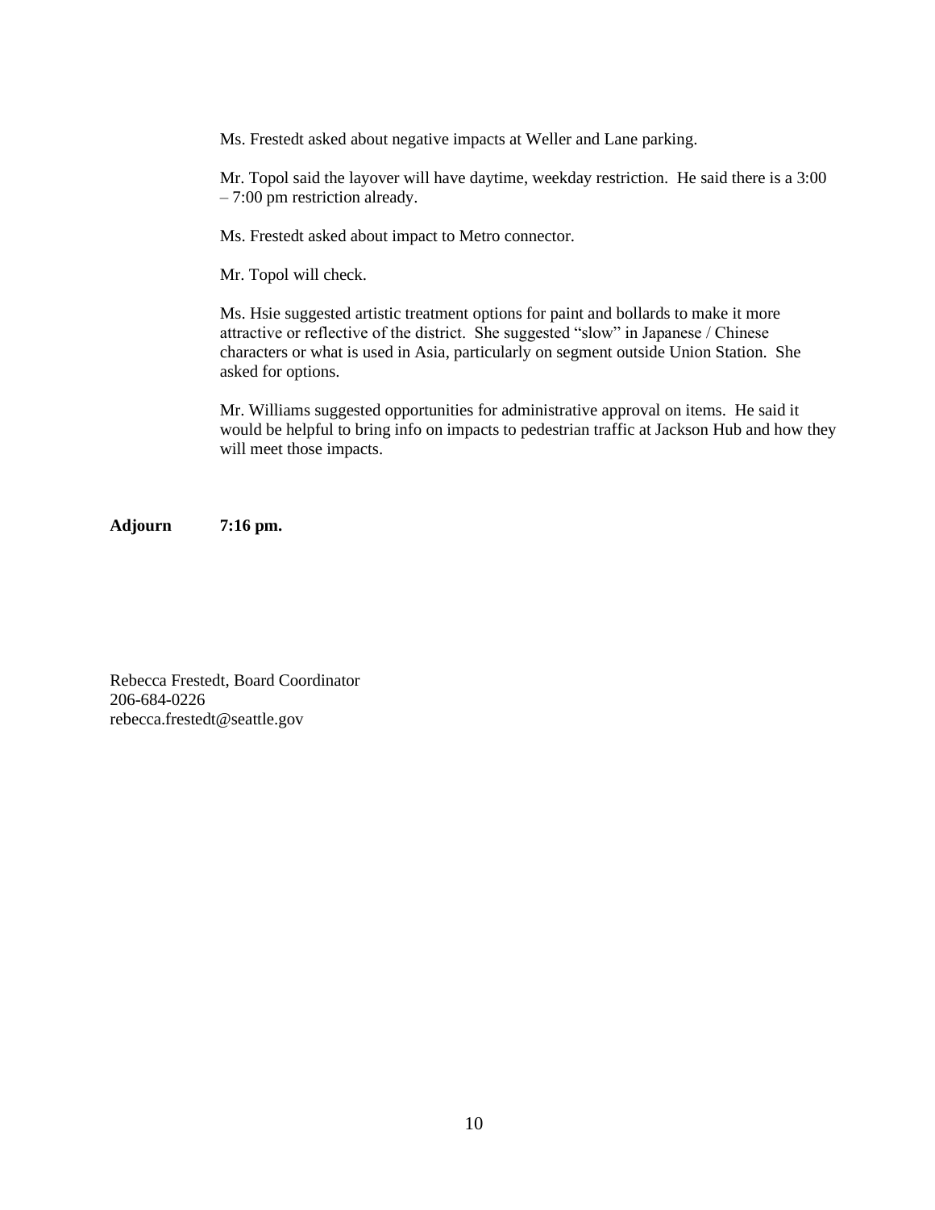Ms. Frestedt asked about negative impacts at Weller and Lane parking.

Mr. Topol said the layover will have daytime, weekday restriction. He said there is a 3:00 – 7:00 pm restriction already.

Ms. Frestedt asked about impact to Metro connector.

Mr. Topol will check.

Ms. Hsie suggested artistic treatment options for paint and bollards to make it more attractive or reflective of the district. She suggested "slow" in Japanese / Chinese characters or what is used in Asia, particularly on segment outside Union Station. She asked for options.

Mr. Williams suggested opportunities for administrative approval on items. He said it would be helpful to bring info on impacts to pedestrian traffic at Jackson Hub and how they will meet those impacts.

**Adjourn 7:16 pm.**

Rebecca Frestedt, Board Coordinator
206-684-0226
rebecca.frestedt@seattle.gov